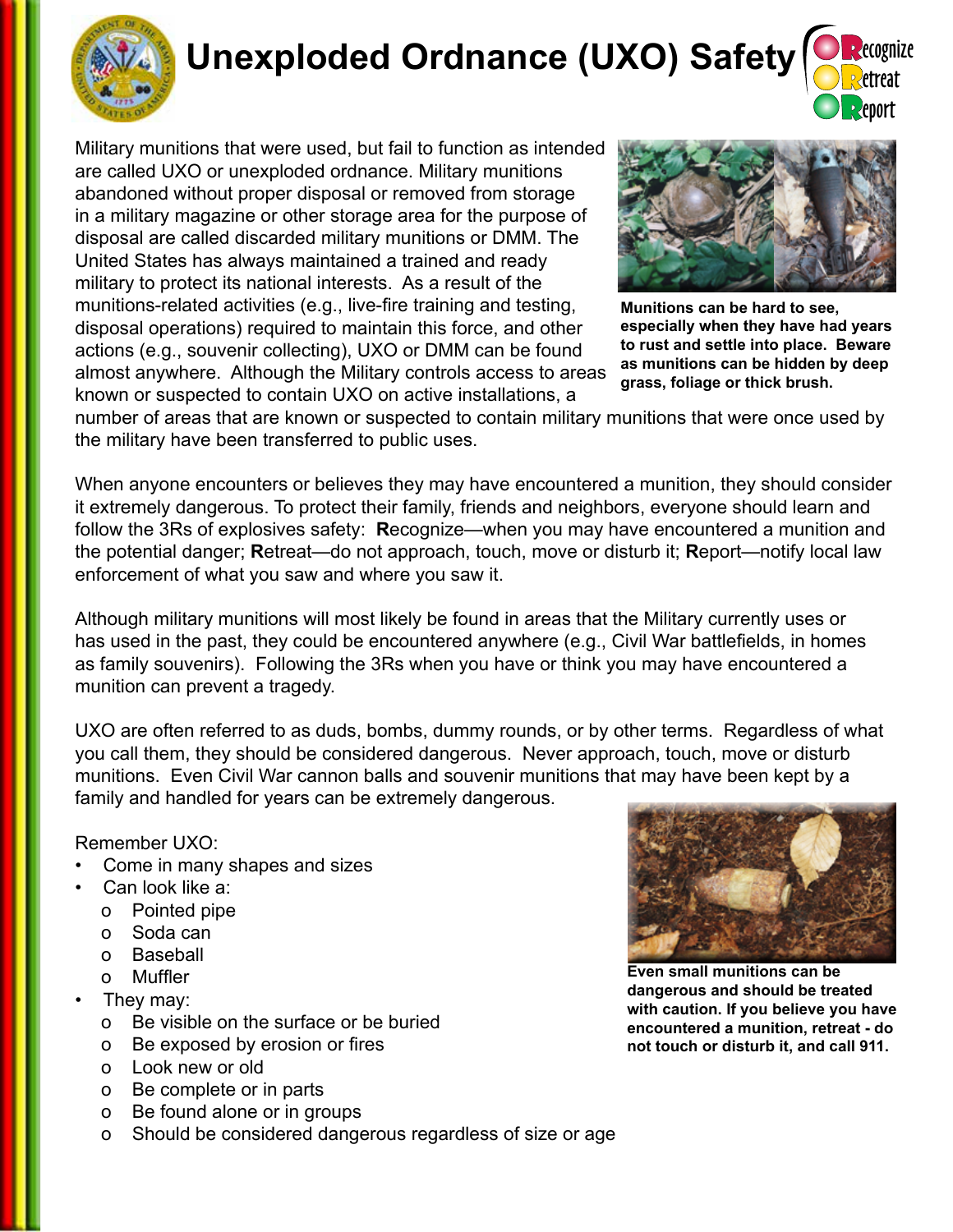# Unexploded Ordnance (UXO) Safety

Recognize
Retreat
Report

Military munitions that were used, but fail to function as intended are called UXO or unexploded ordnance. Military munitions abandoned without proper disposal or removed from storage in a military magazine or other storage area for the purpose of disposal are called discarded military munitions or DMM. The United States has always maintained a trained and ready military to protect its national interests. As a result of the munitions-related activities (e.g., live-fire training and testing, disposal operations) required to maintain this force, and other actions (e.g., souvenir collecting), UXO or DMM can be found almost anywhere. Although the Military controls access to areas known or suspected to contain UXO on active installations, a number of areas that are known or suspected to contain military munitions that were once used by the military have been transferred to public uses.

**Munitions can be hard to see, especially when they have had years to rust and settle into place. Beware as munitions can be hidden by deep grass, foliage or thick brush.**

When anyone encounters or believes they may have encountered a munition, they should consider it extremely dangerous. To protect their family, friends and neighbors, everyone should learn and follow the 3Rs of explosives safety: **R**ecognize—when you may have encountered a munition and the potential danger; **R**etreat—do not approach, touch, move or disturb it; **R**eport—notify local law enforcement of what you saw and where you saw it.

Although military munitions will most likely be found in areas that the Military currently uses or has used in the past, they could be encountered anywhere (e.g., Civil War battlefields, in homes as family souvenirs). Following the 3Rs when you have or think you may have encountered a munition can prevent a tragedy.

UXO are often referred to as duds, bombs, dummy rounds, or by other terms. Regardless of what you call them, they should be considered dangerous. Never approach, touch, move or disturb munitions. Even Civil War cannon balls and souvenir munitions that may have been kept by a family and handled for years can be extremely dangerous.

Remember UXO:

- Come in many shapes and sizes
- Can look like a:
  - Pointed pipe
  - Soda can
  - Baseball
  - Muffler
- They may:
  - Be visible on the surface or be buried
  - Be exposed by erosion or fires
  - Look new or old
  - Be complete or in parts
  - Be found alone or in groups
  - Should be considered dangerous regardless of size or age

**Even small munitions can be dangerous and should be treated with caution. If you believe you have encountered a munition, retreat - do not touch or disturb it, and call 911.**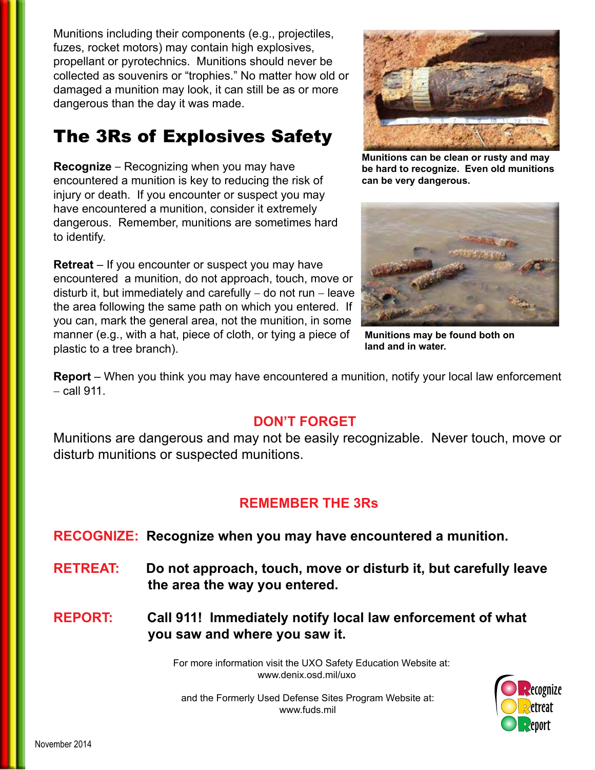Munitions including their components (e.g., projectiles, fuzes, rocket motors) may contain high explosives, propellant or pyrotechnics. Munitions should never be collected as souvenirs or "trophies." No matter how old or damaged a munition may look, it can still be as or more dangerous than the day it was made.

**Munitions can be clean or rusty and may be hard to recognize. Even old munitions can be very dangerous.**

## The 3Rs of Explosives Safety

**Recognize** – Recognizing when you may have encountered a munition is key to reducing the risk of injury or death. If you encounter or suspect you may have encountered a munition, consider it extremely dangerous. Remember, munitions are sometimes hard to identify.

**Retreat** – If you encounter or suspect you may have encountered a munition, do not approach, touch, move or disturb it, but immediately and carefully – do not run – leave the area following the same path on which you entered. If you can, mark the general area, not the munition, in some manner (e.g., with a hat, piece of cloth, or tying a piece of plastic to a tree branch).

**Munitions may be found both on land and in water.**

**Report** – When you think you may have encountered a munition, notify your local law enforcement – call 911.

### DON'T FORGET

Munitions are dangerous and may not be easily recognizable. Never touch, move or disturb munitions or suspected munitions.

### REMEMBER THE 3Rs

**RECOGNIZE: Recognize when you may have encountered a munition.**

**RETREAT: Do not approach, touch, move or disturb it, but carefully leave the area the way you entered.**

**REPORT: Call 911! Immediately notify local law enforcement of what you saw and where you saw it.**

For more information visit the UXO Safety Education Website at:
www.denix.osd.mil/uxo

and the Formerly Used Defense Sites Program Website at:
www.fuds.mil

Recognize
Retreat
Report

November 2014